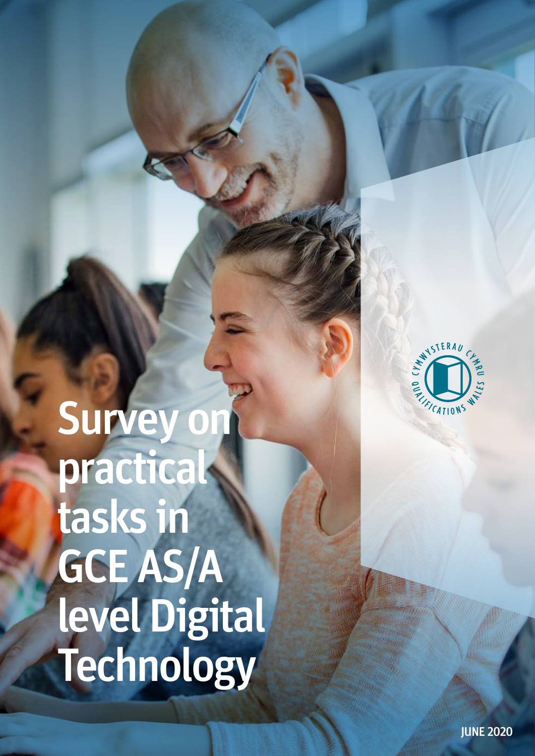# Survey on practical tasks in GCE AS/A level Digital Technology

Cymwysterau Cymru Qualifications Wales

JUNE 2020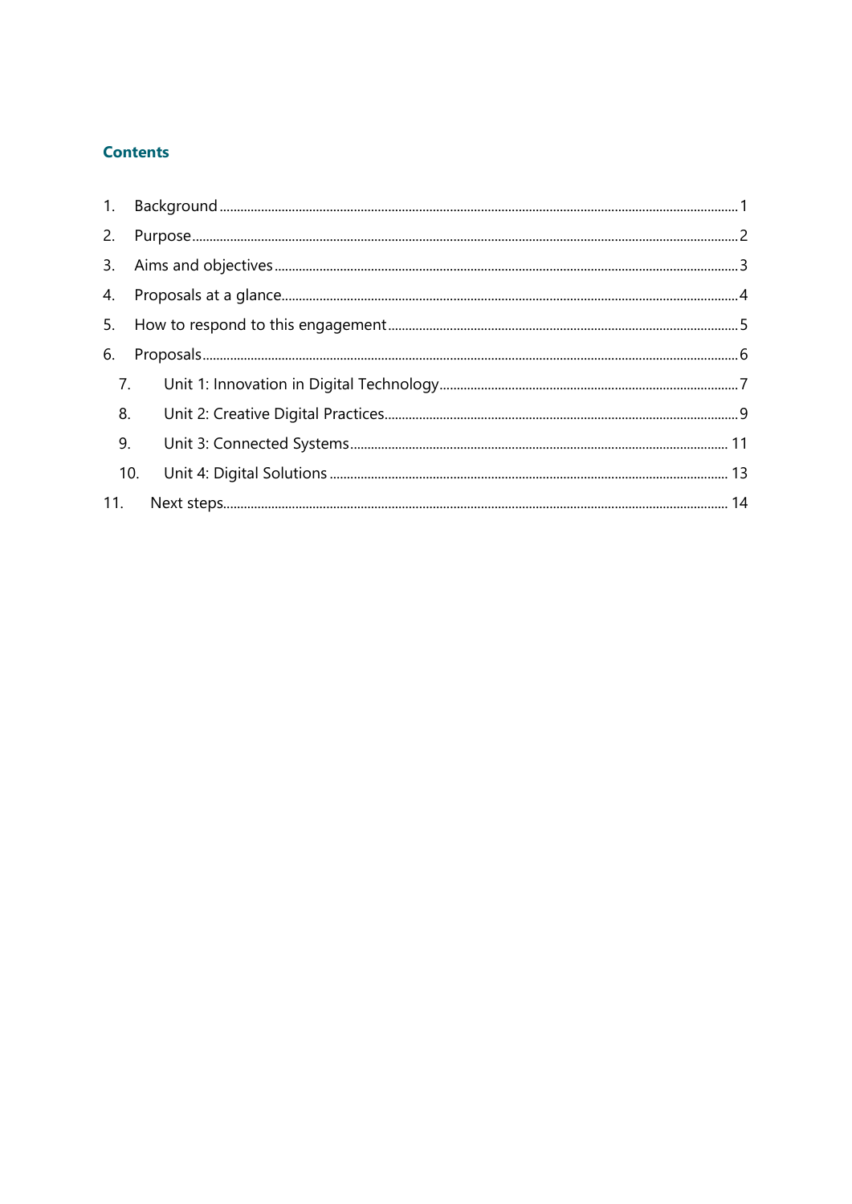## Contents

1. Background ..... 1
2. Purpose ..... 2
3. Aims and objectives ..... 3
4. Proposals at a glance ..... 4
5. How to respond to this engagement ..... 5
6. Proposals ..... 6
   7. Unit 1: Innovation in Digital Technology ..... 7
   8. Unit 2: Creative Digital Practices ..... 9
   9. Unit 3: Connected Systems ..... 11
   10. Unit 4: Digital Solutions ..... 13
11. Next steps ..... 14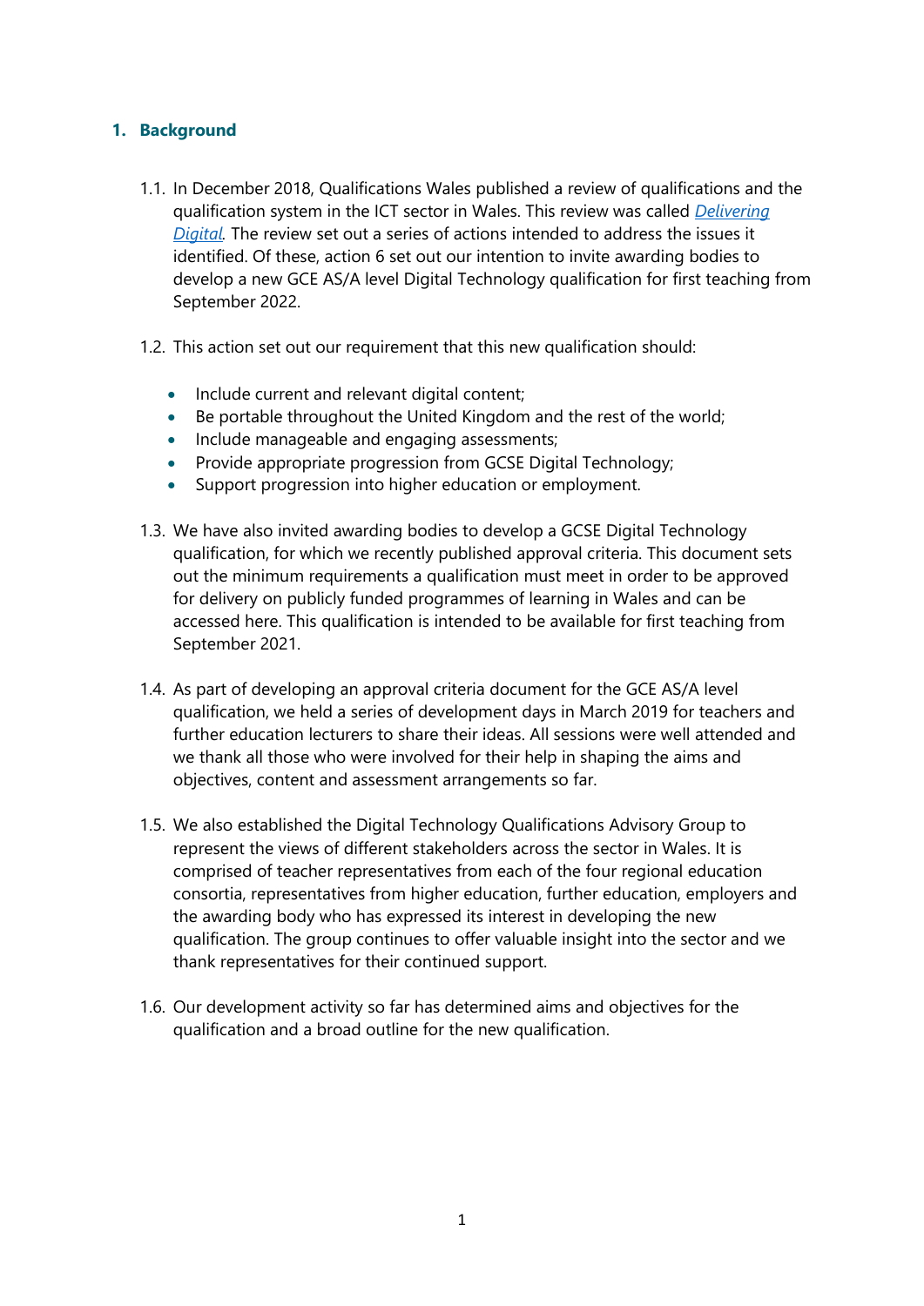## 1. Background

1.1. In December 2018, Qualifications Wales published a review of qualifications and the qualification system in the ICT sector in Wales. This review was called *Delivering Digital*. The review set out a series of actions intended to address the issues it identified. Of these, action 6 set out our intention to invite awarding bodies to develop a new GCE AS/A level Digital Technology qualification for first teaching from September 2022.

1.2. This action set out our requirement that this new qualification should:

- Include current and relevant digital content;
- Be portable throughout the United Kingdom and the rest of the world;
- Include manageable and engaging assessments;
- Provide appropriate progression from GCSE Digital Technology;
- Support progression into higher education or employment.

1.3. We have also invited awarding bodies to develop a GCSE Digital Technology qualification, for which we recently published approval criteria. This document sets out the minimum requirements a qualification must meet in order to be approved for delivery on publicly funded programmes of learning in Wales and can be accessed here. This qualification is intended to be available for first teaching from September 2021.

1.4. As part of developing an approval criteria document for the GCE AS/A level qualification, we held a series of development days in March 2019 for teachers and further education lecturers to share their ideas. All sessions were well attended and we thank all those who were involved for their help in shaping the aims and objectives, content and assessment arrangements so far.

1.5. We also established the Digital Technology Qualifications Advisory Group to represent the views of different stakeholders across the sector in Wales. It is comprised of teacher representatives from each of the four regional education consortia, representatives from higher education, further education, employers and the awarding body who has expressed its interest in developing the new qualification. The group continues to offer valuable insight into the sector and we thank representatives for their continued support.

1.6. Our development activity so far has determined aims and objectives for the qualification and a broad outline for the new qualification.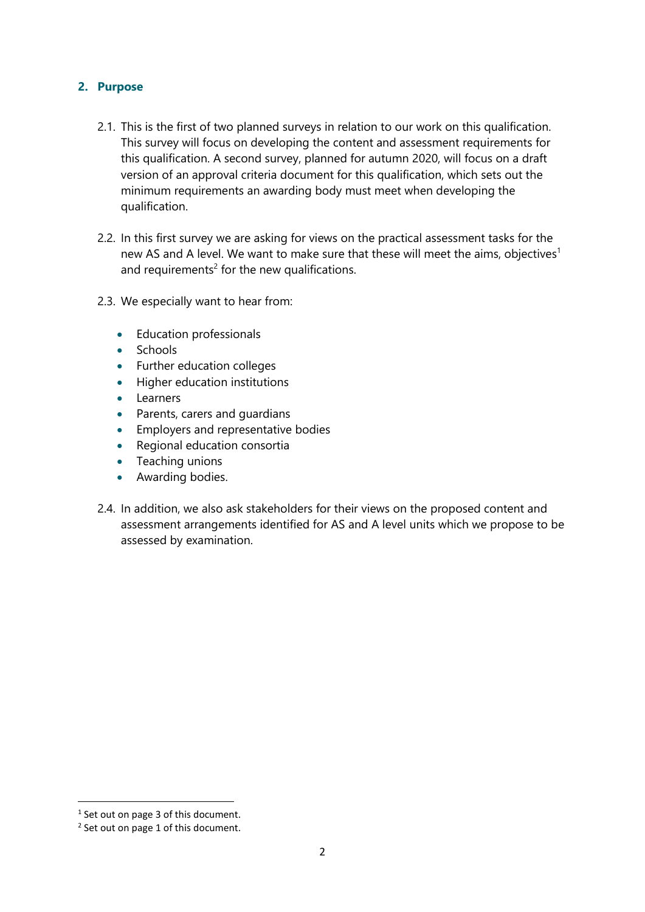## 2. Purpose

2.1. This is the first of two planned surveys in relation to our work on this qualification. This survey will focus on developing the content and assessment requirements for this qualification. A second survey, planned for autumn 2020, will focus on a draft version of an approval criteria document for this qualification, which sets out the minimum requirements an awarding body must meet when developing the qualification.

2.2. In this first survey we are asking for views on the practical assessment tasks for the new AS and A level. We want to make sure that these will meet the aims, objectives[1] and requirements[2] for the new qualifications.

2.3. We especially want to hear from:

- Education professionals
- Schools
- Further education colleges
- Higher education institutions
- Learners
- Parents, carers and guardians
- Employers and representative bodies
- Regional education consortia
- Teaching unions
- Awarding bodies.

2.4. In addition, we also ask stakeholders for their views on the proposed content and assessment arrangements identified for AS and A level units which we propose to be assessed by examination.

---

[1] Set out on page 3 of this document.

[2] Set out on page 1 of this document.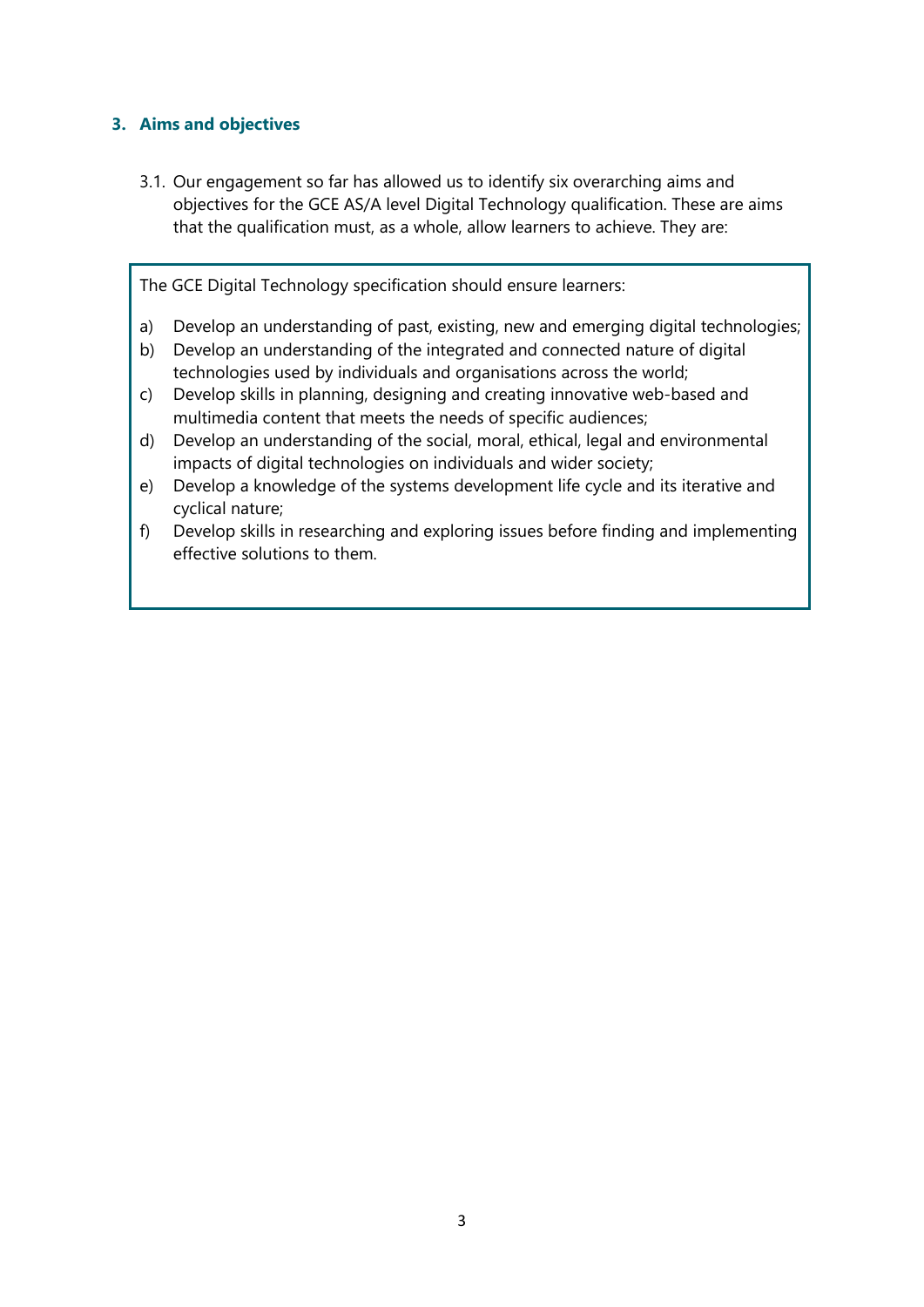## 3. Aims and objectives

3.1. Our engagement so far has allowed us to identify six overarching aims and objectives for the GCE AS/A level Digital Technology qualification. These are aims that the qualification must, as a whole, allow learners to achieve. They are:

> The GCE Digital Technology specification should ensure learners:
>
> a) Develop an understanding of past, existing, new and emerging digital technologies;
> b) Develop an understanding of the integrated and connected nature of digital technologies used by individuals and organisations across the world;
> c) Develop skills in planning, designing and creating innovative web-based and multimedia content that meets the needs of specific audiences;
> d) Develop an understanding of the social, moral, ethical, legal and environmental impacts of digital technologies on individuals and wider society;
> e) Develop a knowledge of the systems development life cycle and its iterative and cyclical nature;
> f) Develop skills in researching and exploring issues before finding and implementing effective solutions to them.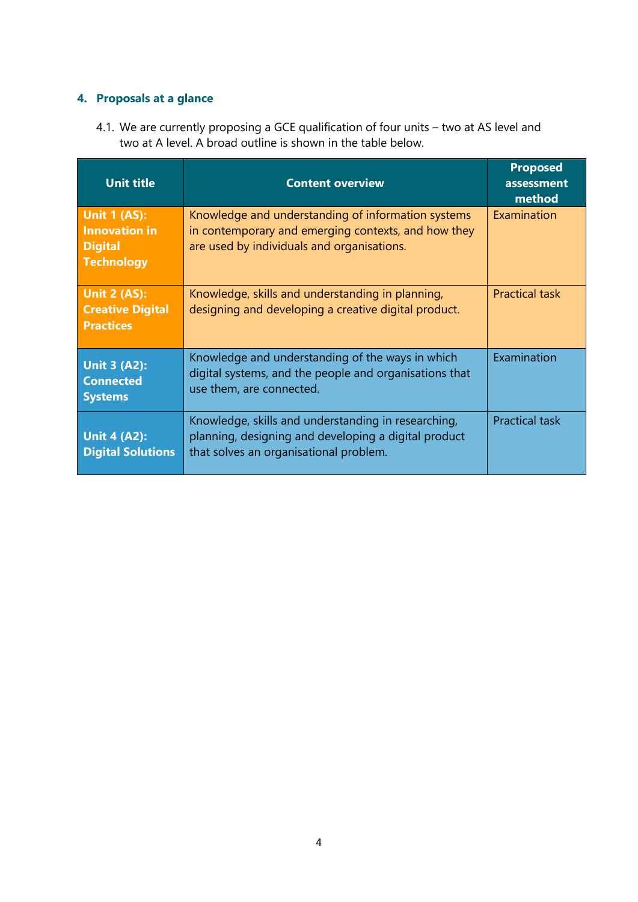## 4. Proposals at a glance

4.1. We are currently proposing a GCE qualification of four units – two at AS level and two at A level. A broad outline is shown in the table below.

| Unit title | Content overview | Proposed assessment method |
|---|---|---|
| **Unit 1 (AS): Innovation in Digital Technology** | Knowledge and understanding of information systems in contemporary and emerging contexts, and how they are used by individuals and organisations. | Examination |
| **Unit 2 (AS): Creative Digital Practices** | Knowledge, skills and understanding in planning, designing and developing a creative digital product. | Practical task |
| **Unit 3 (A2): Connected Systems** | Knowledge and understanding of the ways in which digital systems, and the people and organisations that use them, are connected. | Examination |
| **Unit 4 (A2): Digital Solutions** | Knowledge, skills and understanding in researching, planning, designing and developing a digital product that solves an organisational problem. | Practical task |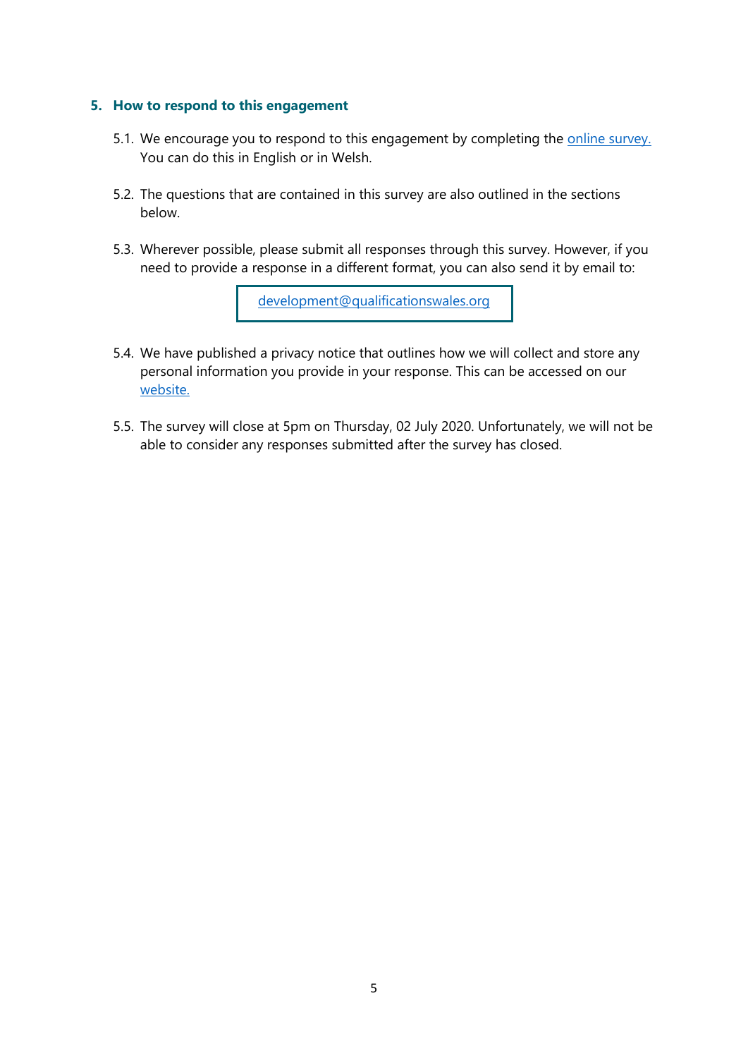## 5. How to respond to this engagement

5.1. We encourage you to respond to this engagement by completing the online survey. You can do this in English or in Welsh.

5.2. The questions that are contained in this survey are also outlined in the sections below.

5.3. Wherever possible, please submit all responses through this survey. However, if you need to provide a response in a different format, you can also send it by email to:

development@qualificationswales.org

5.4. We have published a privacy notice that outlines how we will collect and store any personal information you provide in your response. This can be accessed on our website.

5.5. The survey will close at 5pm on Thursday, 02 July 2020. Unfortunately, we will not be able to consider any responses submitted after the survey has closed.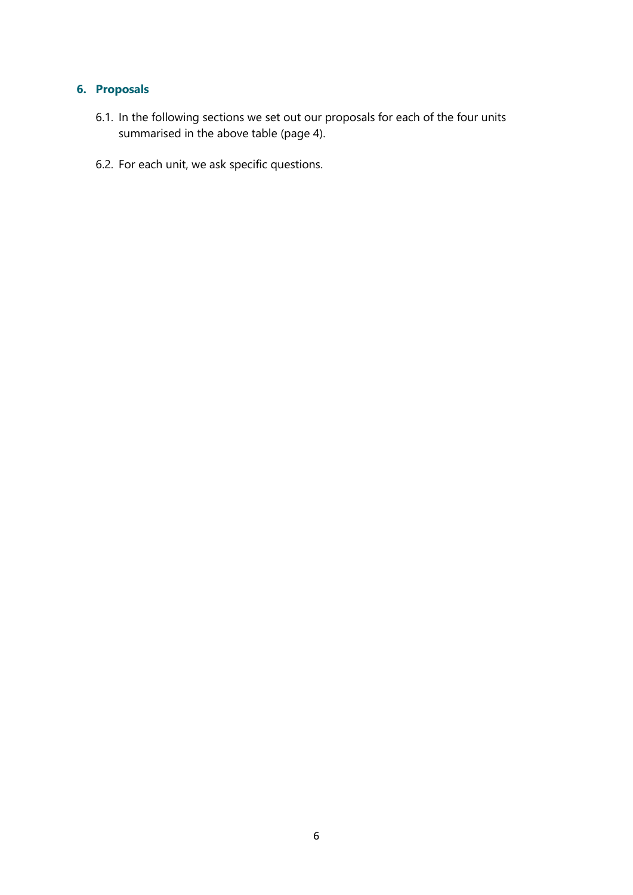## 6. Proposals

6.1. In the following sections we set out our proposals for each of the four units summarised in the above table (page 4).

6.2. For each unit, we ask specific questions.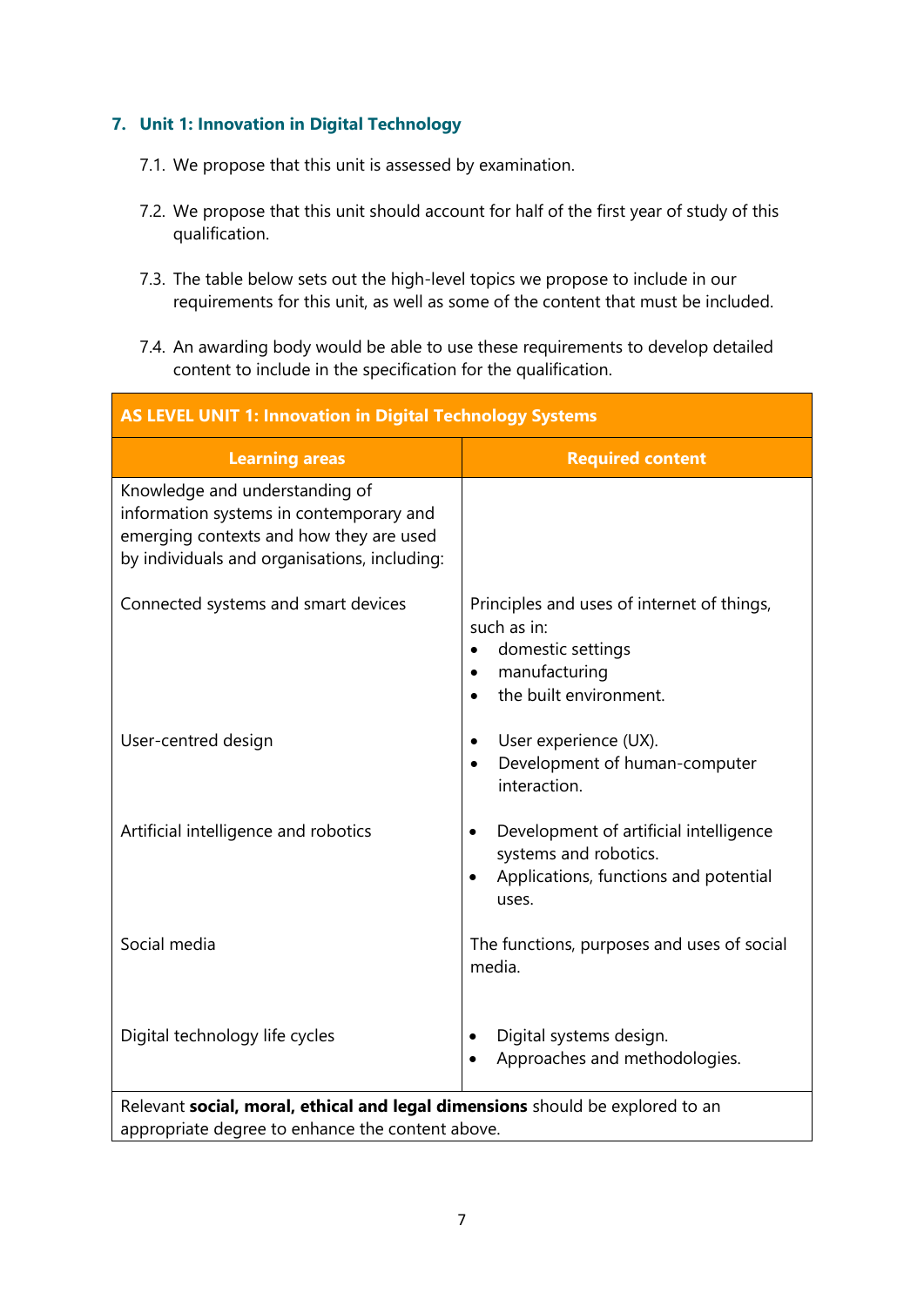## 7. Unit 1: Innovation in Digital Technology

7.1. We propose that this unit is assessed by examination.

7.2. We propose that this unit should account for half of the first year of study of this qualification.

7.3. The table below sets out the high-level topics we propose to include in our requirements for this unit, as well as some of the content that must be included.

7.4. An awarding body would be able to use these requirements to develop detailed content to include in the specification for the qualification.

| **AS LEVEL UNIT 1: Innovation in Digital Technology Systems** | |
|---|---|
| **Learning areas** | **Required content** |
| Knowledge and understanding of information systems in contemporary and emerging contexts and how they are used by individuals and organisations, including: | |
| Connected systems and smart devices | Principles and uses of internet of things, such as in:<br>• domestic settings<br>• manufacturing<br>• the built environment. |
| User-centred design | • User experience (UX).<br>• Development of human-computer interaction. |
| Artificial intelligence and robotics | • Development of artificial intelligence systems and robotics.<br>• Applications, functions and potential uses. |
| Social media | The functions, purposes and uses of social media. |
| Digital technology life cycles | • Digital systems design.<br>• Approaches and methodologies. |
| Relevant **social, moral, ethical and legal dimensions** should be explored to an appropriate degree to enhance the content above. | |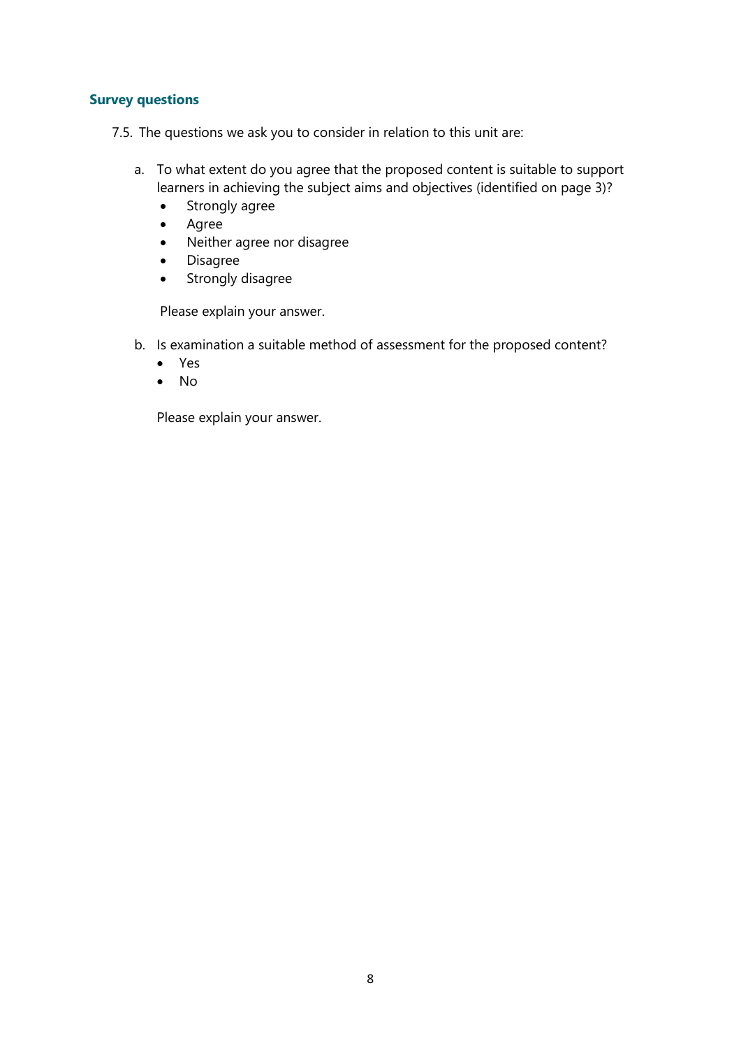### Survey questions

7.5. The questions we ask you to consider in relation to this unit are:

a. To what extent do you agree that the proposed content is suitable to support learners in achieving the subject aims and objectives (identified on page 3)?
   - Strongly agree
   - Agree
   - Neither agree nor disagree
   - Disagree
   - Strongly disagree

   Please explain your answer.

b. Is examination a suitable method of assessment for the proposed content?
   - Yes
   - No

   Please explain your answer.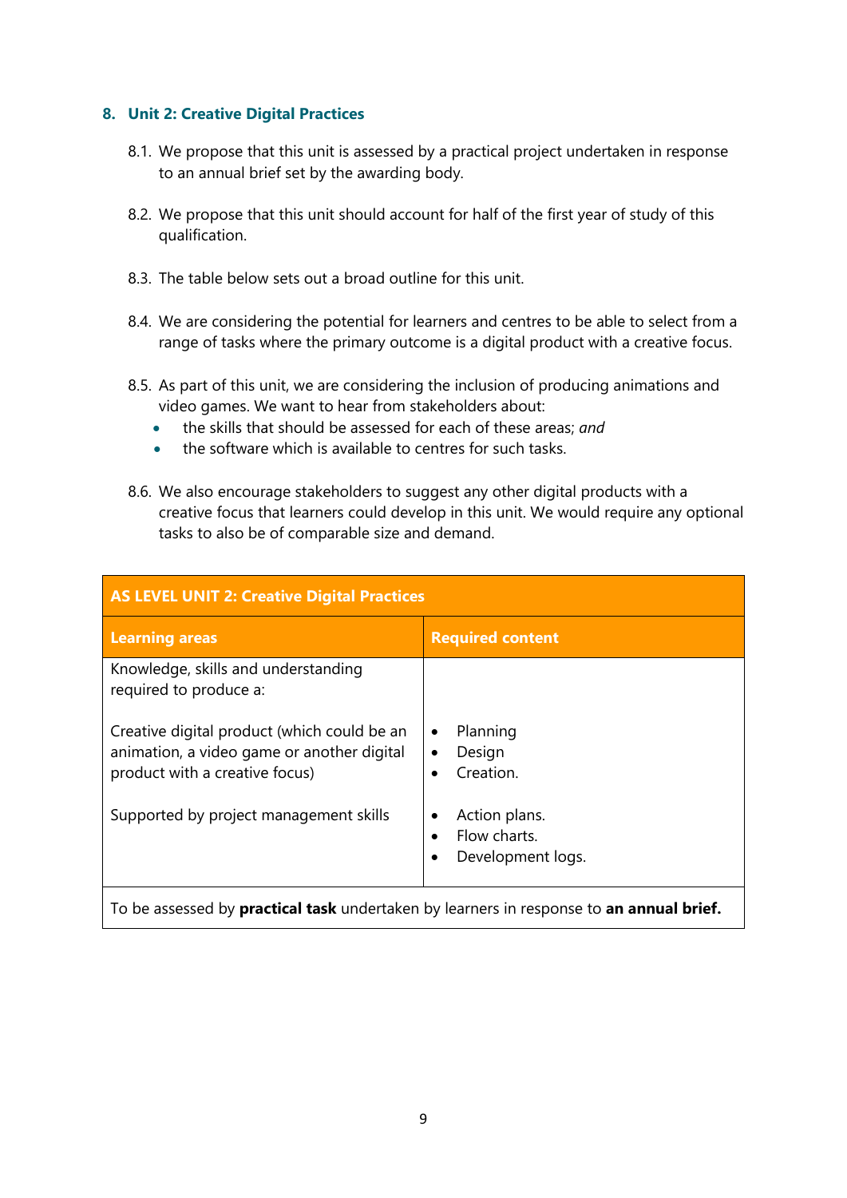## 8. Unit 2: Creative Digital Practices

8.1. We propose that this unit is assessed by a practical project undertaken in response to an annual brief set by the awarding body.

8.2. We propose that this unit should account for half of the first year of study of this qualification.

8.3. The table below sets out a broad outline for this unit.

8.4. We are considering the potential for learners and centres to be able to select from a range of tasks where the primary outcome is a digital product with a creative focus.

8.5. As part of this unit, we are considering the inclusion of producing animations and video games. We want to hear from stakeholders about:

- the skills that should be assessed for each of these areas; *and*
- the software which is available to centres for such tasks.

8.6. We also encourage stakeholders to suggest any other digital products with a creative focus that learners could develop in this unit. We would require any optional tasks to also be of comparable size and demand.

| **AS LEVEL UNIT 2: Creative Digital Practices** | |
|---|---|
| **Learning areas** | **Required content** |
| Knowledge, skills and understanding required to produce a: | |
| Creative digital product (which could be an animation, a video game or another digital product with a creative focus) | • Planning<br>• Design<br>• Creation. |
| Supported by project management skills | • Action plans.<br>• Flow charts.<br>• Development logs. |
| To be assessed by **practical task** undertaken by learners in response to **an annual brief.** | |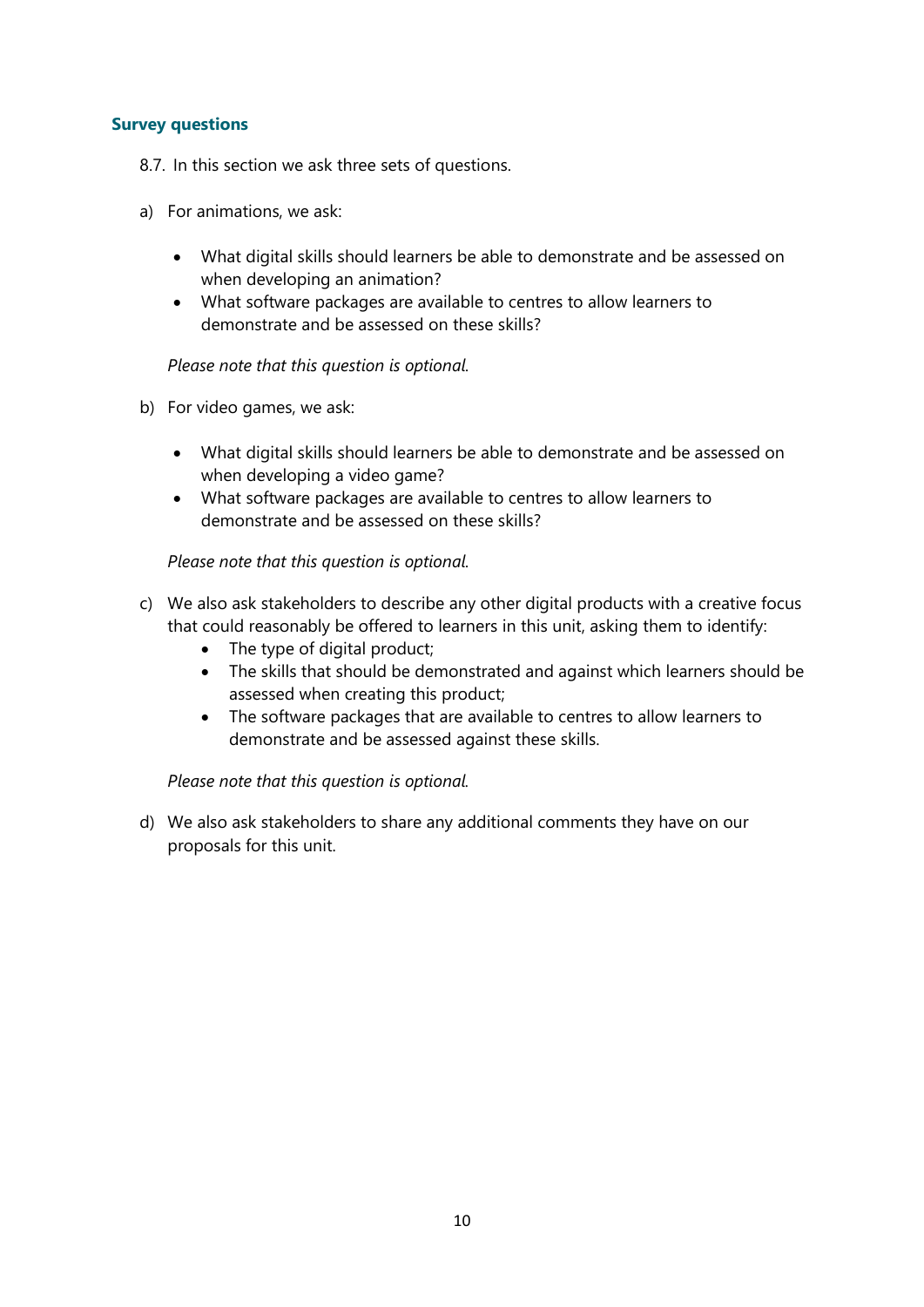### Survey questions

8.7. In this section we ask three sets of questions.

a) For animations, we ask:

- What digital skills should learners be able to demonstrate and be assessed on when developing an animation?
- What software packages are available to centres to allow learners to demonstrate and be assessed on these skills?

*Please note that this question is optional.*

b) For video games, we ask:

- What digital skills should learners be able to demonstrate and be assessed on when developing a video game?
- What software packages are available to centres to allow learners to demonstrate and be assessed on these skills?

*Please note that this question is optional.*

c) We also ask stakeholders to describe any other digital products with a creative focus that could reasonably be offered to learners in this unit, asking them to identify:
   - The type of digital product;
   - The skills that should be demonstrated and against which learners should be assessed when creating this product;
   - The software packages that are available to centres to allow learners to demonstrate and be assessed against these skills.

*Please note that this question is optional.*

d) We also ask stakeholders to share any additional comments they have on our proposals for this unit.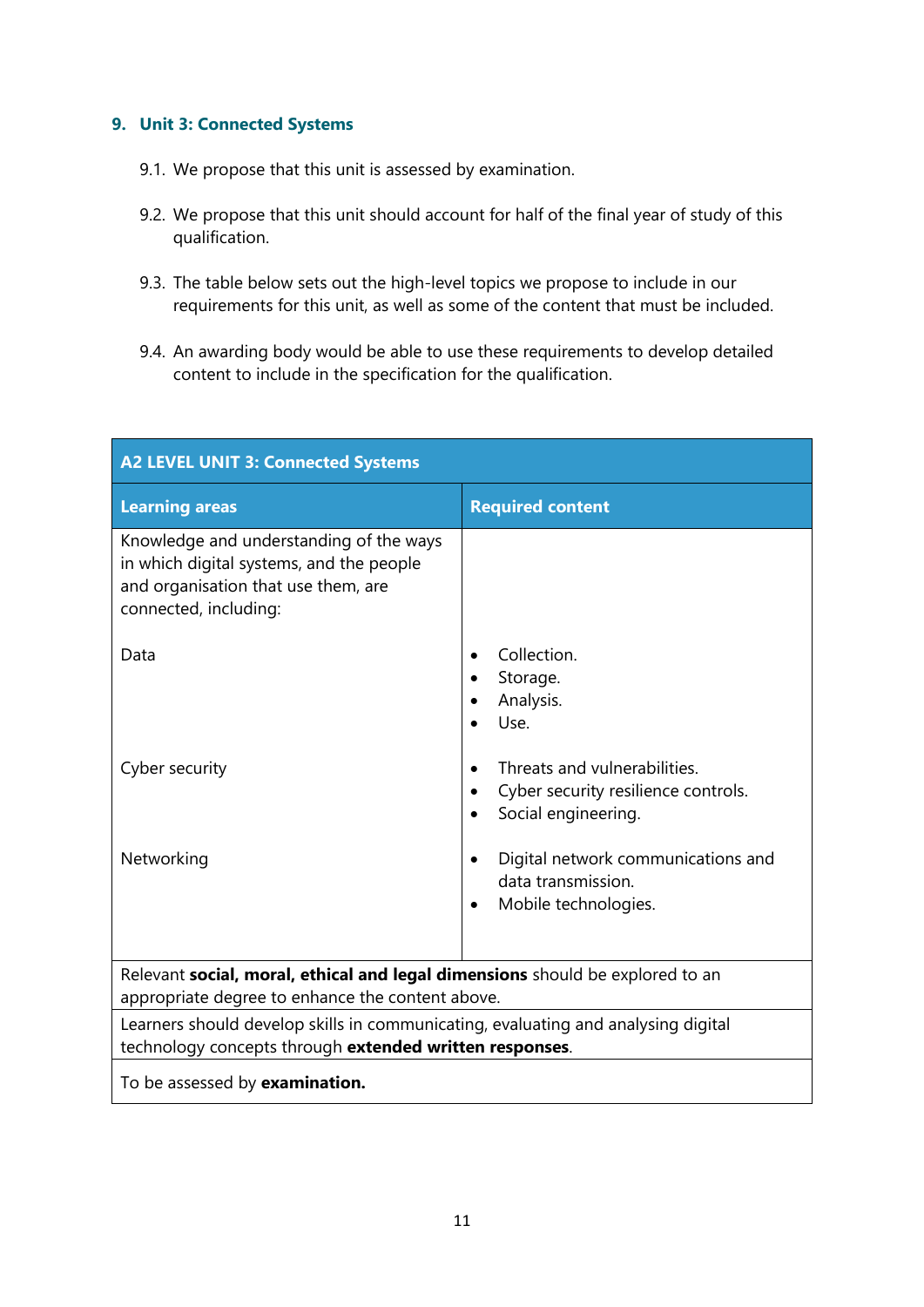## 9. Unit 3: Connected Systems

9.1. We propose that this unit is assessed by examination.

9.2. We propose that this unit should account for half of the final year of study of this qualification.

9.3. The table below sets out the high-level topics we propose to include in our requirements for this unit, as well as some of the content that must be included.

9.4. An awarding body would be able to use these requirements to develop detailed content to include in the specification for the qualification.

| **A2 LEVEL UNIT 3: Connected Systems** | |
|---|---|
| **Learning areas** | **Required content** |
| Knowledge and understanding of the ways in which digital systems, and the people and organisation that use them, are connected, including: | |
| Data | • Collection.<br>• Storage.<br>• Analysis.<br>• Use. |
| Cyber security | • Threats and vulnerabilities.<br>• Cyber security resilience controls.<br>• Social engineering. |
| Networking | • Digital network communications and data transmission.<br>• Mobile technologies. |
| Relevant **social, moral, ethical and legal dimensions** should be explored to an appropriate degree to enhance the content above. | |
| Learners should develop skills in communicating, evaluating and analysing digital technology concepts through **extended written responses**. | |
| To be assessed by **examination.** | |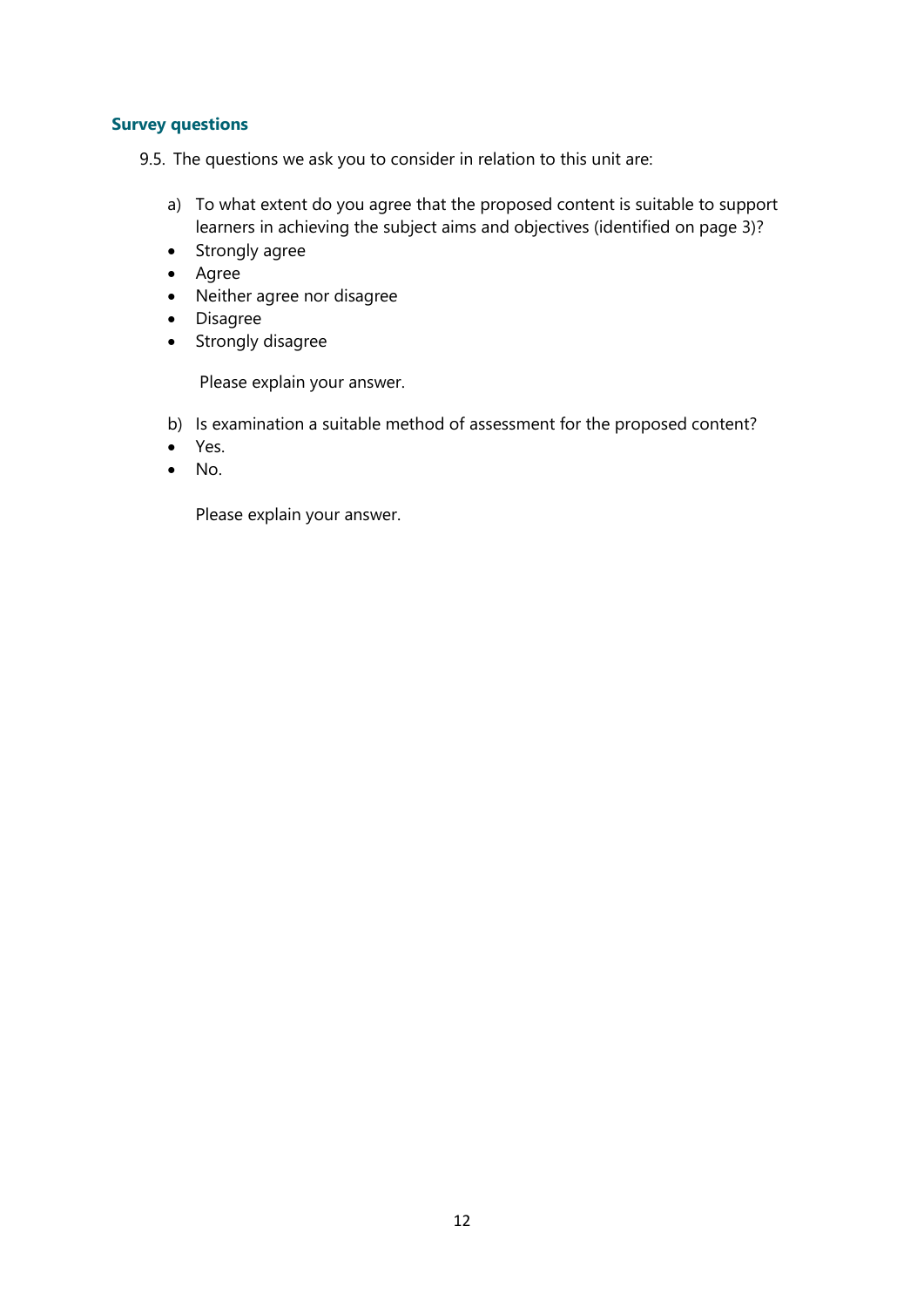### Survey questions

9.5. The questions we ask you to consider in relation to this unit are:

a) To what extent do you agree that the proposed content is suitable to support learners in achieving the subject aims and objectives (identified on page 3)?

- Strongly agree
- Agree
- Neither agree nor disagree
- Disagree
- Strongly disagree

Please explain your answer.

b) Is examination a suitable method of assessment for the proposed content?

- Yes.
- No.

Please explain your answer.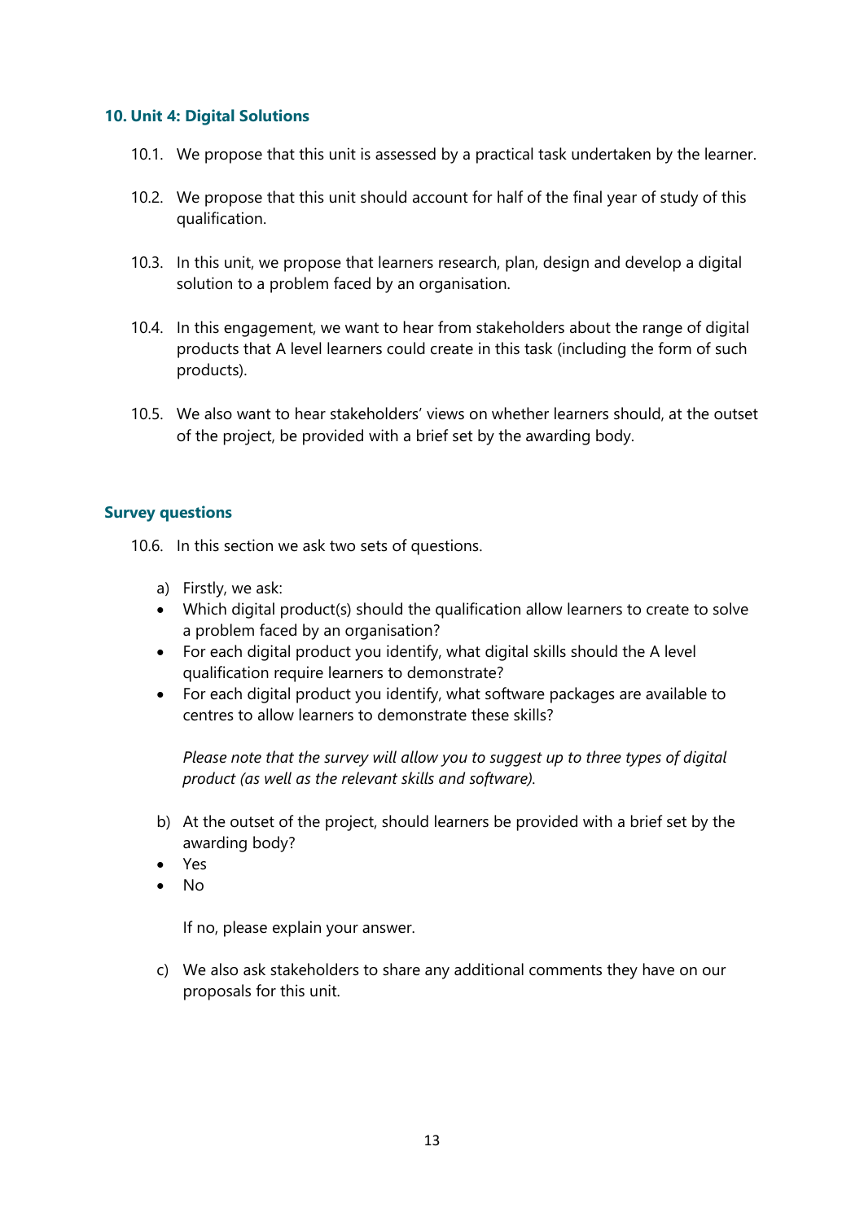## 10. Unit 4: Digital Solutions

10.1. We propose that this unit is assessed by a practical task undertaken by the learner.

10.2. We propose that this unit should account for half of the final year of study of this qualification.

10.3. In this unit, we propose that learners research, plan, design and develop a digital solution to a problem faced by an organisation.

10.4. In this engagement, we want to hear from stakeholders about the range of digital products that A level learners could create in this task (including the form of such products).

10.5. We also want to hear stakeholders' views on whether learners should, at the outset of the project, be provided with a brief set by the awarding body.

### Survey questions

10.6. In this section we ask two sets of questions.

a) Firstly, we ask:

- Which digital product(s) should the qualification allow learners to create to solve a problem faced by an organisation?
- For each digital product you identify, what digital skills should the A level qualification require learners to demonstrate?
- For each digital product you identify, what software packages are available to centres to allow learners to demonstrate these skills?

*Please note that the survey will allow you to suggest up to three types of digital product (as well as the relevant skills and software).*

b) At the outset of the project, should learners be provided with a brief set by the awarding body?

- Yes
- No

If no, please explain your answer.

c) We also ask stakeholders to share any additional comments they have on our proposals for this unit.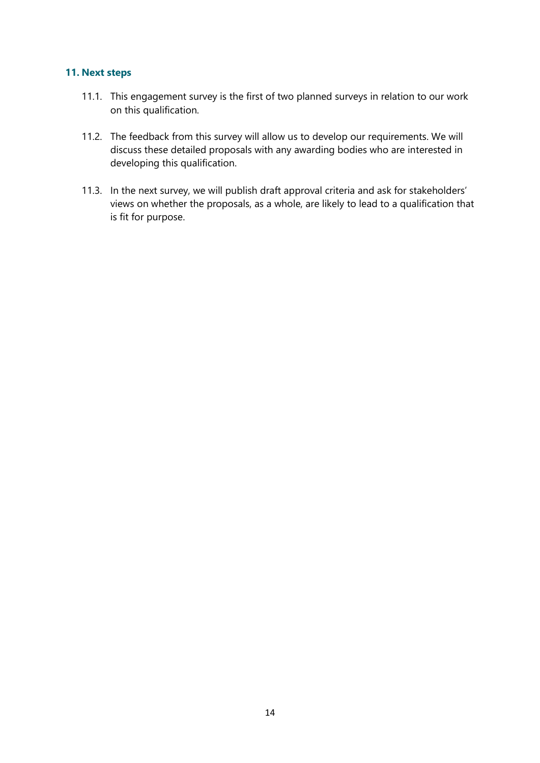## 11. Next steps

11.1. This engagement survey is the first of two planned surveys in relation to our work on this qualification.

11.2. The feedback from this survey will allow us to develop our requirements. We will discuss these detailed proposals with any awarding bodies who are interested in developing this qualification.

11.3. In the next survey, we will publish draft approval criteria and ask for stakeholders' views on whether the proposals, as a whole, are likely to lead to a qualification that is fit for purpose.